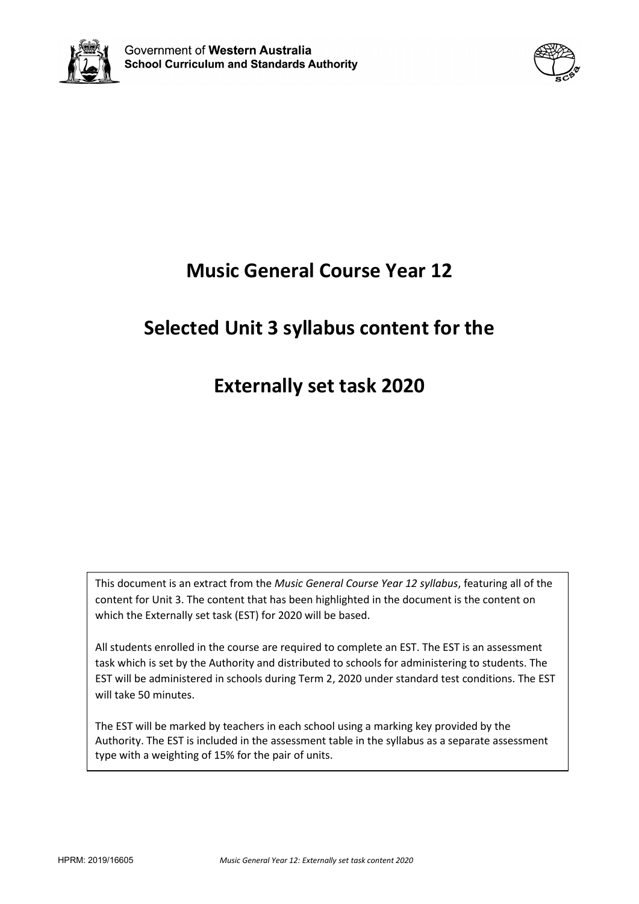Government of **Western Australia**
**School Curriculum and Standards Authority**

# Music General Course Year 12

# Selected Unit 3 syllabus content for the

# Externally set task 2020

This document is an extract from the *Music General Course Year 12 syllabus*, featuring all of the content for Unit 3. The content that has been highlighted in the document is the content on which the Externally set task (EST) for 2020 will be based.

All students enrolled in the course are required to complete an EST. The EST is an assessment task which is set by the Authority and distributed to schools for administering to students. The EST will be administered in schools during Term 2, 2020 under standard test conditions. The EST will take 50 minutes.

The EST will be marked by teachers in each school using a marking key provided by the Authority. The EST is included in the assessment table in the syllabus as a separate assessment type with a weighting of 15% for the pair of units.

HPRM: 2019/16605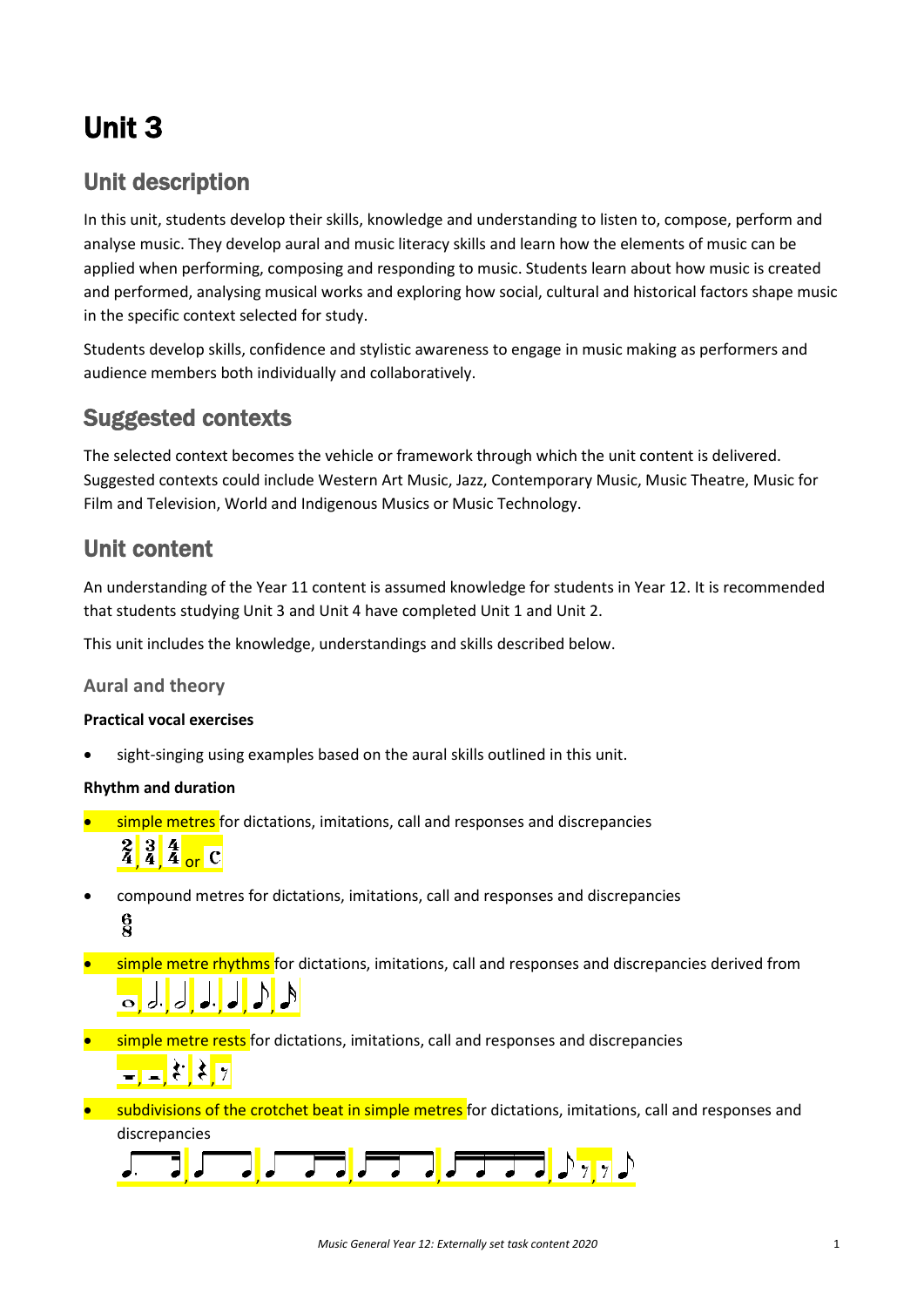# Unit 3

## Unit description

In this unit, students develop their skills, knowledge and understanding to listen to, compose, perform and analyse music. They develop aural and music literacy skills and learn how the elements of music can be applied when performing, composing and responding to music. Students learn about how music is created and performed, analysing musical works and exploring how social, cultural and historical factors shape music in the specific context selected for study.

Students develop skills, confidence and stylistic awareness to engage in music making as performers and audience members both individually and collaboratively.

## Suggested contexts

The selected context becomes the vehicle or framework through which the unit content is delivered. Suggested contexts could include Western Art Music, Jazz, Contemporary Music, Music Theatre, Music for Film and Television, World and Indigenous Musics or Music Technology.

## Unit content

An understanding of the Year 11 content is assumed knowledge for students in Year 12. It is recommended that students studying Unit 3 and Unit 4 have completed Unit 1 and Unit 2.

This unit includes the knowledge, understandings and skills described below.

### Aural and theory

**Practical vocal exercises**

- sight-singing using examples based on the aural skills outlined in this unit.

**Rhythm and duration**

- simple metres for dictations, imitations, call and responses and discrepancies
  $\frac{2}{4}$, $\frac{3}{4}$, $\frac{4}{4}$ or C
- compound metres for dictations, imitations, call and responses and discrepancies
  $\frac{6}{8}$
- simple metre rhythms for dictations, imitations, call and responses and discrepancies derived from
  𝅝, 𝅗𝅥., 𝅗𝅥, ♩., ♩, ♪, 𝅘𝅥𝅯
- simple metre rests for dictations, imitations, call and responses and discrepancies
  𝄻, 𝄼, 𝄽., 𝄽, 𝄾
- subdivisions of the crotchet beat in simple metres for dictations, imitations, call and responses and discrepancies
  ♪. 𝅘𝅥𝅯, 𝅘𝅥𝅯 ♪., ♪ 𝅘𝅥𝅯 𝅘𝅥𝅯, 𝅘𝅥𝅯 𝅘𝅥𝅯 ♪, 𝅘𝅥𝅯 𝅘𝅥𝅯 𝅘𝅥𝅯 𝅘𝅥𝅯, ♪ 𝄾, 𝄾 ♪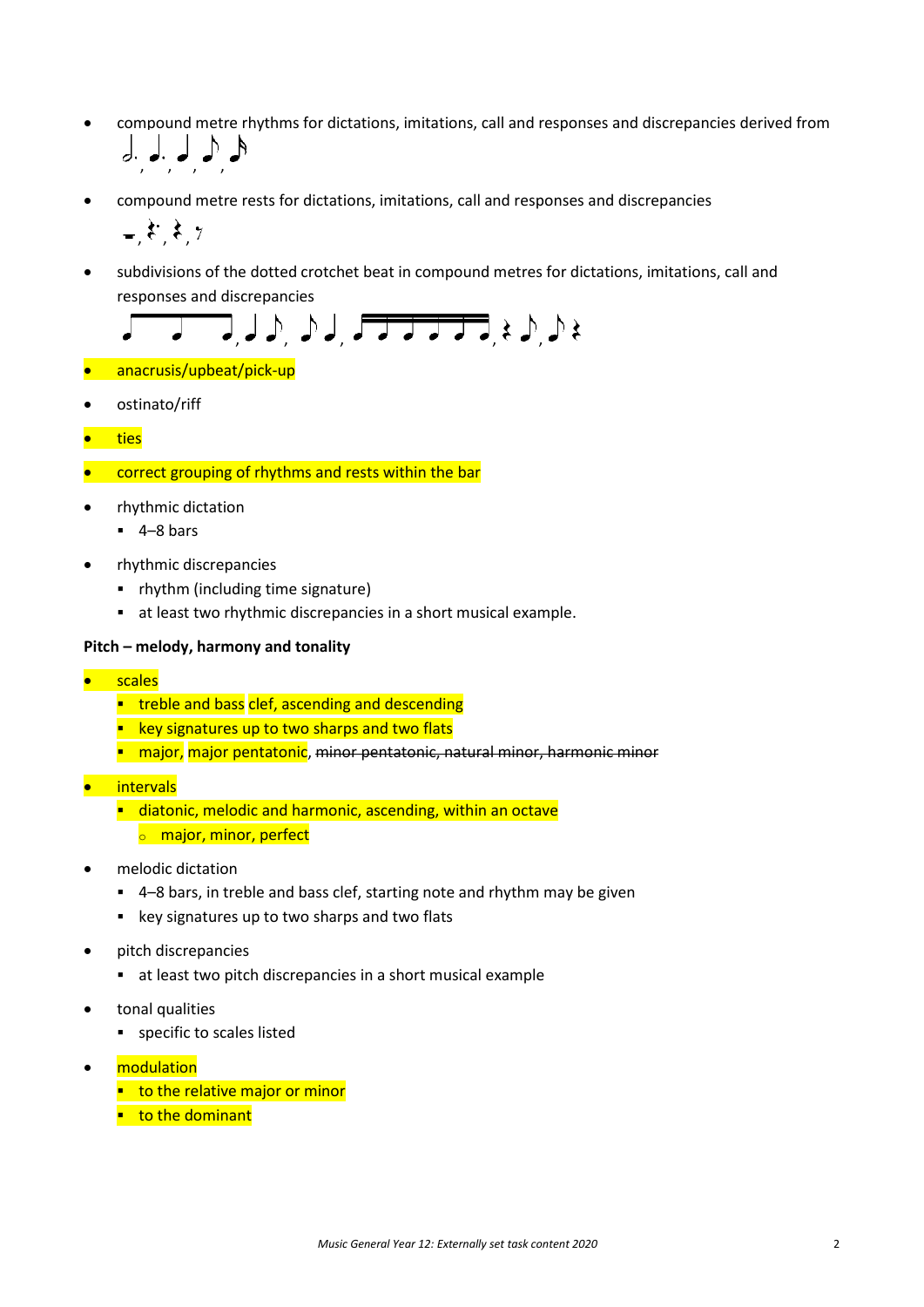- compound metre rhythms for dictations, imitations, call and responses and discrepancies derived from

- compound metre rests for dictations, imitations, call and responses and discrepancies

- subdivisions of the dotted crotchet beat in compound metres for dictations, imitations, call and responses and discrepancies

- anacrusis/upbeat/pick-up
- ostinato/riff
- ties
- correct grouping of rhythms and rests within the bar
- rhythmic dictation
  - 4–8 bars
- rhythmic discrepancies
  - rhythm (including time signature)
  - at least two rhythmic discrepancies in a short musical example.

**Pitch – melody, harmony and tonality**

- scales
  - treble and bass clef, ascending and descending
  - key signatures up to two sharps and two flats
  - major, major pentatonic, ~~minor pentatonic, natural minor, harmonic minor~~
- intervals
  - diatonic, melodic and harmonic, ascending, within an octave
    - major, minor, perfect
- melodic dictation
  - 4–8 bars, in treble and bass clef, starting note and rhythm may be given
  - key signatures up to two sharps and two flats
- pitch discrepancies
  - at least two pitch discrepancies in a short musical example
- tonal qualities
  - specific to scales listed
- modulation
  - to the relative major or minor
  - to the dominant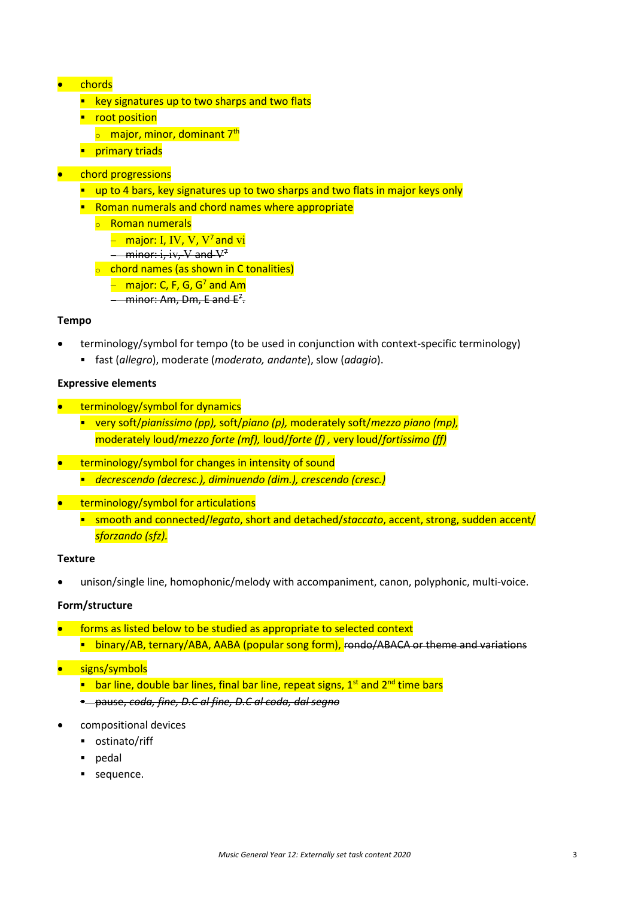- chords
  - key signatures up to two sharps and two flats
  - root position
    - major, minor, dominant 7th
  - primary triads
- chord progressions
  - up to 4 bars, key signatures up to two sharps and two flats in major keys only
  - Roman numerals and chord names where appropriate
    - Roman numerals
      - major: I, IV, V, $V^7$ and vi
      - ~~minor: i, iv, V and $V^7$~~
    - chord names (as shown in C tonalities)
      - major: C, F, G, $G^7$ and Am
      - ~~minor: Am, Dm, E and $E^7$.~~

**Tempo**

- terminology/symbol for tempo (to be used in conjunction with context-specific terminology)
  - fast (*allegro*), moderate (*moderato, andante*), slow (*adagio*).

**Expressive elements**

- terminology/symbol for dynamics
  - very soft/*pianissimo (pp),* soft/*piano (p),* moderately soft/*mezzo piano (mp),* moderately loud/*mezzo forte (mf),* loud/*forte (f)* , very loud/*fortissimo (ff)*
- terminology/symbol for changes in intensity of sound
  - *decrescendo (decresc.), diminuendo (dim.), crescendo (cresc.)*
- terminology/symbol for articulations
  - smooth and connected/*legato*, short and detached/*staccato*, accent, strong, sudden accent/ *sforzando (sfz).*

**Texture**

- unison/single line, homophonic/melody with accompaniment, canon, polyphonic, multi-voice.

**Form/structure**

- forms as listed below to be studied as appropriate to selected context
  - binary/AB, ternary/ABA, AABA (popular song form), ~~rondo/ABACA or theme and variations~~
- signs/symbols
  - bar line, double bar lines, final bar line, repeat signs, 1st and 2nd time bars
  - ~~pause, *coda, fine, D.C al fine, D.C al coda, dal segno*~~
- compositional devices
  - ostinato/riff
  - pedal
  - sequence.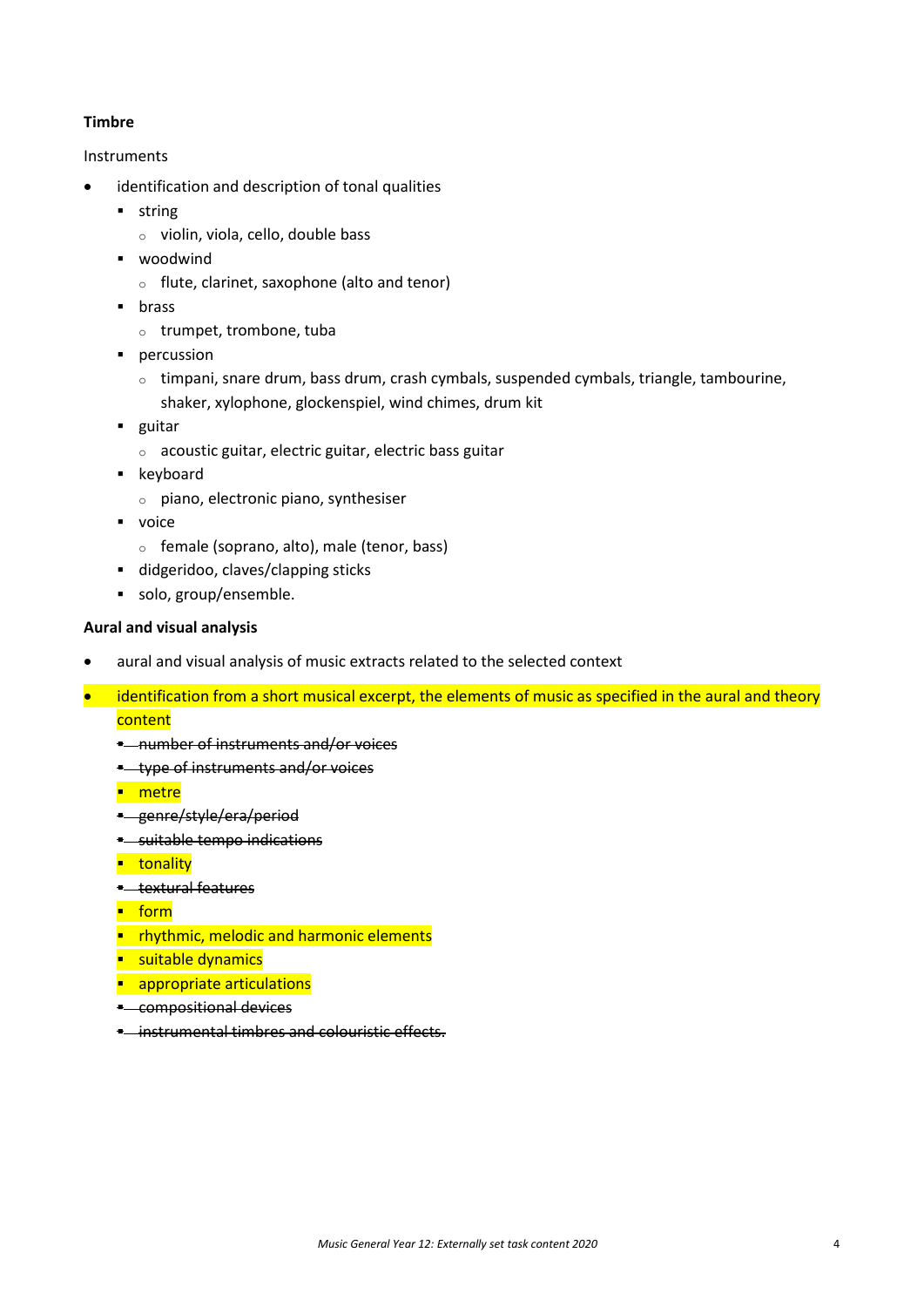**Timbre**

Instruments

- identification and description of tonal qualities
  - string
    - violin, viola, cello, double bass
  - woodwind
    - flute, clarinet, saxophone (alto and tenor)
  - brass
    - trumpet, trombone, tuba
  - percussion
    - timpani, snare drum, bass drum, crash cymbals, suspended cymbals, triangle, tambourine, shaker, xylophone, glockenspiel, wind chimes, drum kit
  - guitar
    - acoustic guitar, electric guitar, electric bass guitar
  - keyboard
    - piano, electronic piano, synthesiser
  - voice
    - female (soprano, alto), male (tenor, bass)
  - didgeridoo, claves/clapping sticks
  - solo, group/ensemble.

**Aural and visual analysis**

- aural and visual analysis of music extracts related to the selected context
- identification from a short musical excerpt, the elements of music as specified in the aural and theory content
  - ~~number of instruments and/or voices~~
  - ~~type of instruments and/or voices~~
  - metre
  - ~~genre/style/era/period~~
  - ~~suitable tempo indications~~
  - tonality
  - ~~textural features~~
  - form
  - rhythmic, melodic and harmonic elements
  - suitable dynamics
  - appropriate articulations
  - ~~compositional devices~~
  - ~~instrumental timbres and colouristic effects.~~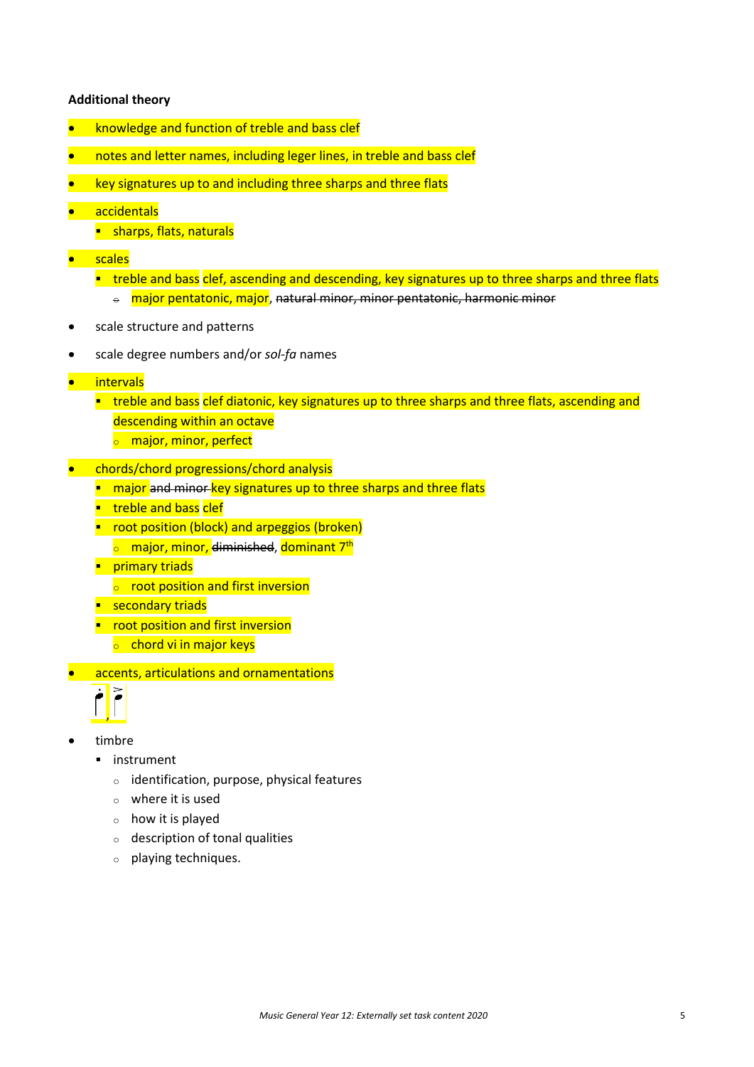**Additional theory**

- knowledge and function of treble and bass clef
- notes and letter names, including leger lines, in treble and bass clef
- key signatures up to and including three sharps and three flats
- accidentals
  - sharps, flats, naturals
- scales
  - treble and bass clef, ascending and descending, key signatures up to three sharps and three flats
    - major pentatonic, major, ~~natural minor, minor pentatonic, harmonic minor~~
- scale structure and patterns
- scale degree numbers and/or *sol-fa* names
- intervals
  - treble and bass clef diatonic, key signatures up to three sharps and three flats, ascending and descending within an octave
    - major, minor, perfect
- chords/chord progressions/chord analysis
  - major ~~and minor~~ key signatures up to three sharps and three flats
  - treble and bass clef
  - root position (block) and arpeggios (broken)
    - major, minor, ~~diminished~~, dominant 7th
  - primary triads
    - root position and first inversion
  - secondary triads
  - root position and first inversion
    - chord vi in major keys
- accents, articulations and ornamentations
- timbre
  - instrument
    - identification, purpose, physical features
    - where it is used
    - how it is played
    - description of tonal qualities
    - playing techniques.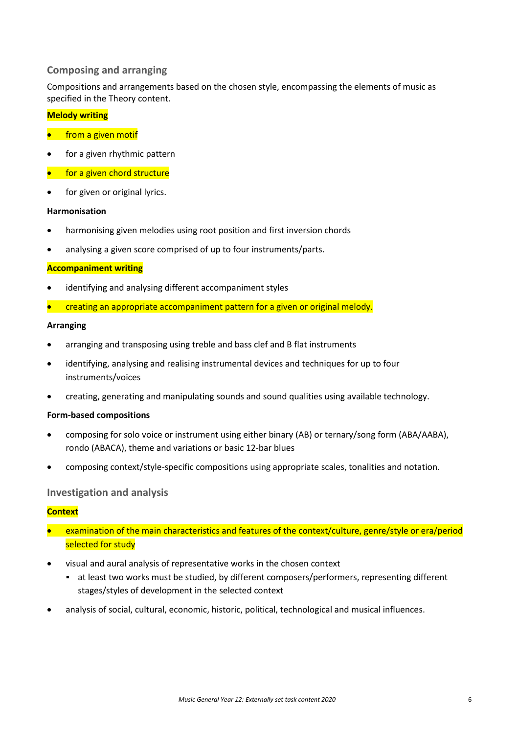## Composing and arranging

Compositions and arrangements based on the chosen style, encompassing the elements of music as specified in the Theory content.

**Melody writing**

- from a given motif
- for a given rhythmic pattern
- for a given chord structure
- for given or original lyrics.

**Harmonisation**

- harmonising given melodies using root position and first inversion chords
- analysing a given score comprised of up to four instruments/parts.

**Accompaniment writing**

- identifying and analysing different accompaniment styles
- creating an appropriate accompaniment pattern for a given or original melody.

**Arranging**

- arranging and transposing using treble and bass clef and B flat instruments
- identifying, analysing and realising instrumental devices and techniques for up to four instruments/voices
- creating, generating and manipulating sounds and sound qualities using available technology.

**Form-based compositions**

- composing for solo voice or instrument using either binary (AB) or ternary/song form (ABA/AABA), rondo (ABACA), theme and variations or basic 12-bar blues
- composing context/style-specific compositions using appropriate scales, tonalities and notation.

## Investigation and analysis

**Context**

- examination of the main characteristics and features of the context/culture, genre/style or era/period selected for study
- visual and aural analysis of representative works in the chosen context
  - at least two works must be studied, by different composers/performers, representing different stages/styles of development in the selected context
- analysis of social, cultural, economic, historic, political, technological and musical influences.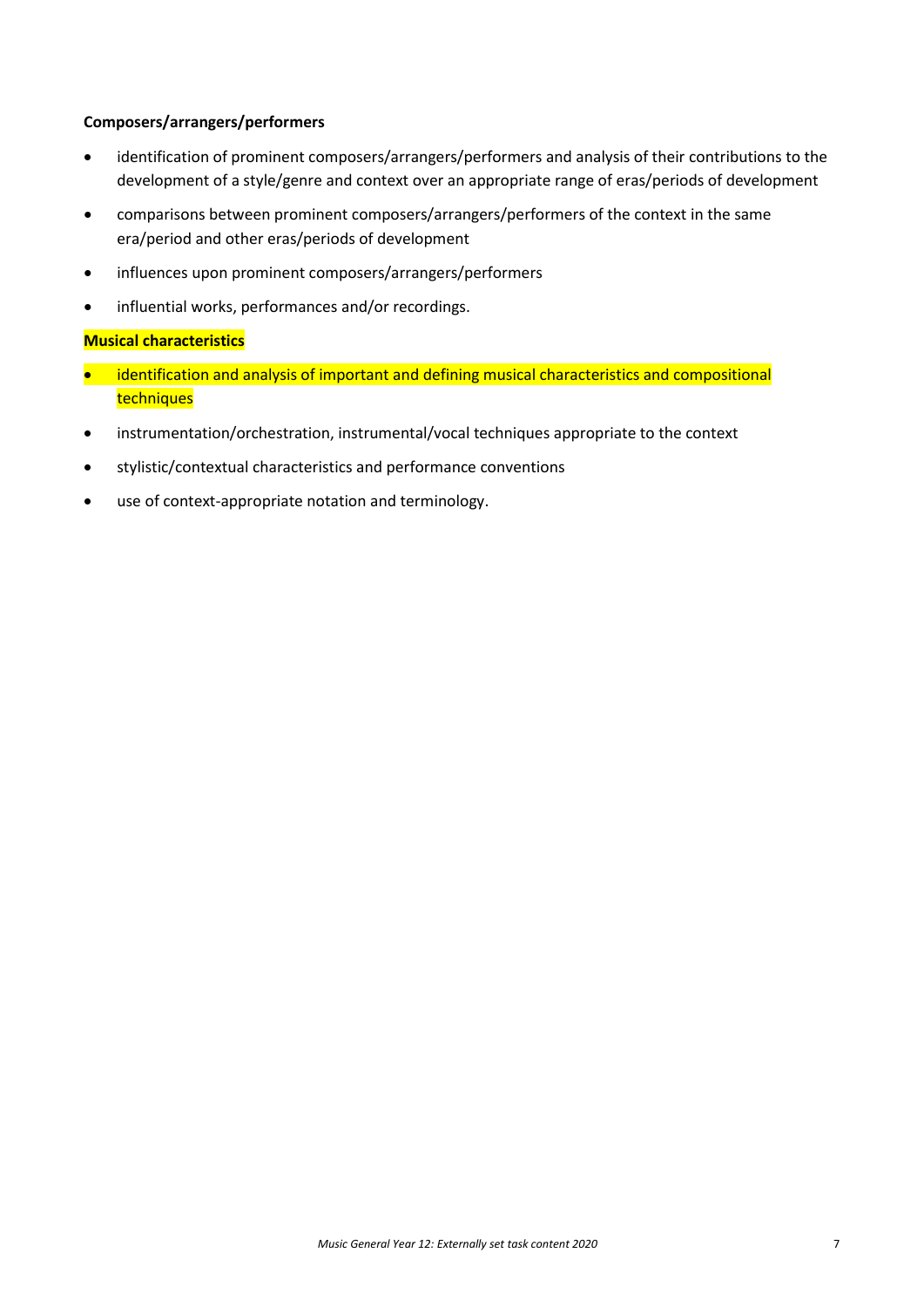**Composers/arrangers/performers**

- identification of prominent composers/arrangers/performers and analysis of their contributions to the development of a style/genre and context over an appropriate range of eras/periods of development
- comparisons between prominent composers/arrangers/performers of the context in the same era/period and other eras/periods of development
- influences upon prominent composers/arrangers/performers
- influential works, performances and/or recordings.

**Musical characteristics**

- identification and analysis of important and defining musical characteristics and compositional techniques
- instrumentation/orchestration, instrumental/vocal techniques appropriate to the context
- stylistic/contextual characteristics and performance conventions
- use of context-appropriate notation and terminology.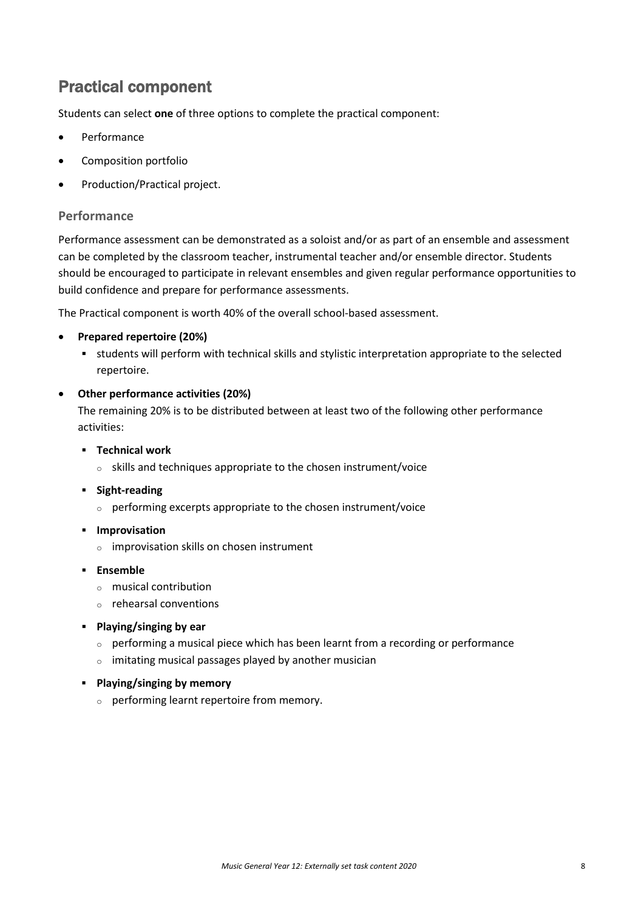## Practical component

Students can select **one** of three options to complete the practical component:

- Performance
- Composition portfolio
- Production/Practical project.

### Performance

Performance assessment can be demonstrated as a soloist and/or as part of an ensemble and assessment can be completed by the classroom teacher, instrumental teacher and/or ensemble director. Students should be encouraged to participate in relevant ensembles and given regular performance opportunities to build confidence and prepare for performance assessments.

The Practical component is worth 40% of the overall school-based assessment.

- **Prepared repertoire (20%)**
  - students will perform with technical skills and stylistic interpretation appropriate to the selected repertoire.
- **Other performance activities (20%)**
  The remaining 20% is to be distributed between at least two of the following other performance activities:
  - **Technical work**
    - skills and techniques appropriate to the chosen instrument/voice
  - **Sight-reading**
    - performing excerpts appropriate to the chosen instrument/voice
  - **Improvisation**
    - improvisation skills on chosen instrument
  - **Ensemble**
    - musical contribution
    - rehearsal conventions
  - **Playing/singing by ear**
    - performing a musical piece which has been learnt from a recording or performance
    - imitating musical passages played by another musician
  - **Playing/singing by memory**
    - performing learnt repertoire from memory.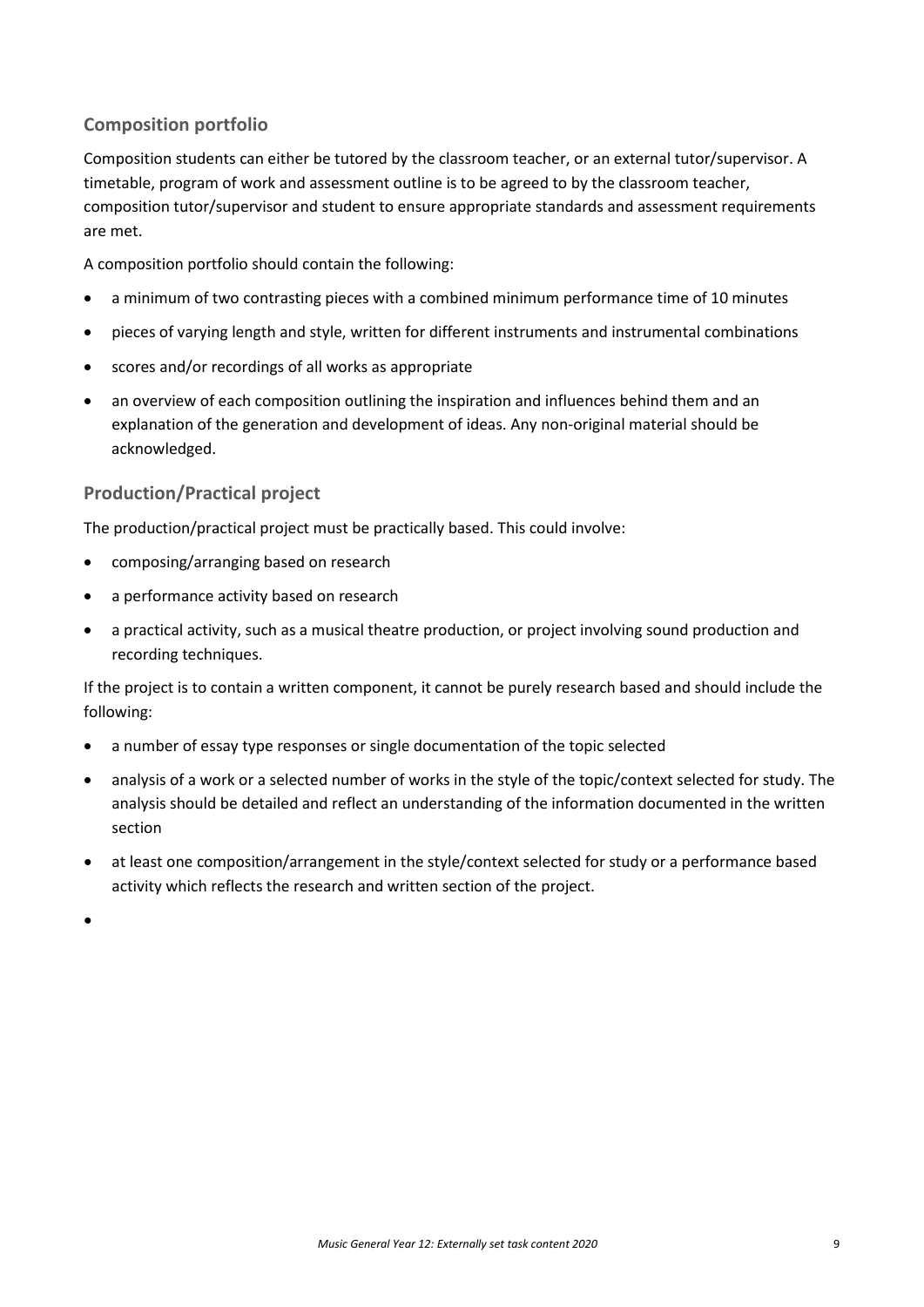## Composition portfolio

Composition students can either be tutored by the classroom teacher, or an external tutor/supervisor. A timetable, program of work and assessment outline is to be agreed to by the classroom teacher, composition tutor/supervisor and student to ensure appropriate standards and assessment requirements are met.

A composition portfolio should contain the following:

- a minimum of two contrasting pieces with a combined minimum performance time of 10 minutes
- pieces of varying length and style, written for different instruments and instrumental combinations
- scores and/or recordings of all works as appropriate
- an overview of each composition outlining the inspiration and influences behind them and an explanation of the generation and development of ideas. Any non-original material should be acknowledged.

## Production/Practical project

The production/practical project must be practically based. This could involve:

- composing/arranging based on research
- a performance activity based on research
- a practical activity, such as a musical theatre production, or project involving sound production and recording techniques.

If the project is to contain a written component, it cannot be purely research based and should include the following:

- a number of essay type responses or single documentation of the topic selected
- analysis of a work or a selected number of works in the style of the topic/context selected for study. The analysis should be detailed and reflect an understanding of the information documented in the written section
- at least one composition/arrangement in the style/context selected for study or a performance based activity which reflects the research and written section of the project.